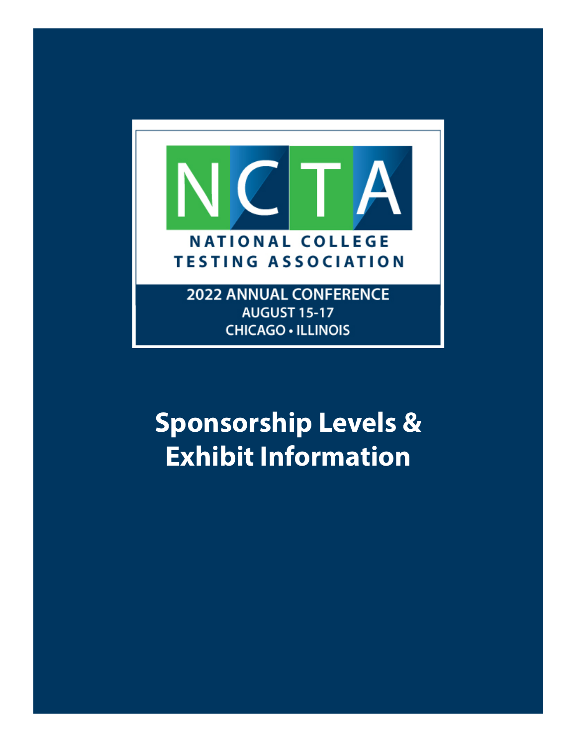NCTA

NATIONAL COLLEGE TESTING ASSOCIATION

2022 ANNUAL CONFERENCE
AUGUST 15-17
CHICAGO • ILLINOIS

# Sponsorship Levels & Exhibit Information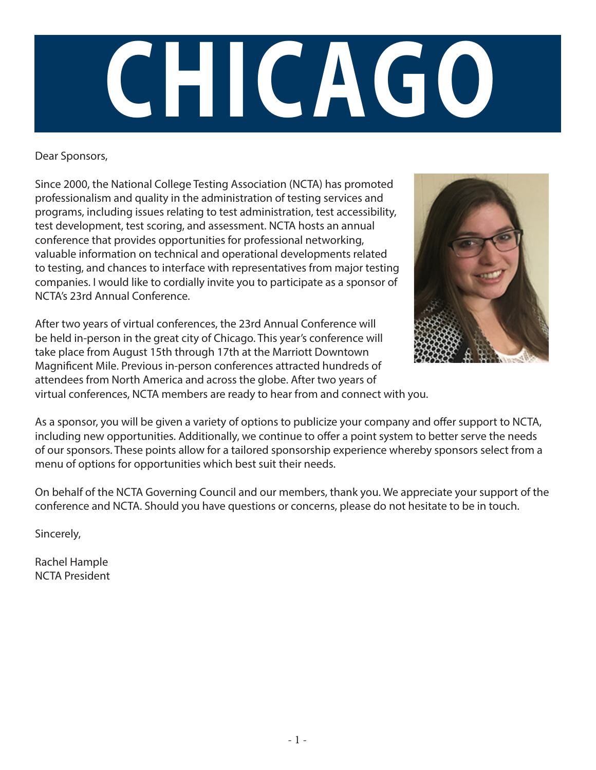# CHICAGO

Dear Sponsors,

Since 2000, the National College Testing Association (NCTA) has promoted professionalism and quality in the administration of testing services and programs, including issues relating to test administration, test accessibility, test development, test scoring, and assessment. NCTA hosts an annual conference that provides opportunities for professional networking, valuable information on technical and operational developments related to testing, and chances to interface with representatives from major testing companies. I would like to cordially invite you to participate as a sponsor of NCTA's 23rd Annual Conference.

After two years of virtual conferences, the 23rd Annual Conference will be held in-person in the great city of Chicago. This year's conference will take place from August 15th through 17th at the Marriott Downtown Magnificent Mile. Previous in-person conferences attracted hundreds of attendees from North America and across the globe. After two years of virtual conferences, NCTA members are ready to hear from and connect with you.

As a sponsor, you will be given a variety of options to publicize your company and offer support to NCTA, including new opportunities. Additionally, we continue to offer a point system to better serve the needs of our sponsors. These points allow for a tailored sponsorship experience whereby sponsors select from a menu of options for opportunities which best suit their needs.

On behalf of the NCTA Governing Council and our members, thank you. We appreciate your support of the conference and NCTA. Should you have questions or concerns, please do not hesitate to be in touch.

Sincerely,

Rachel Hample
NCTA President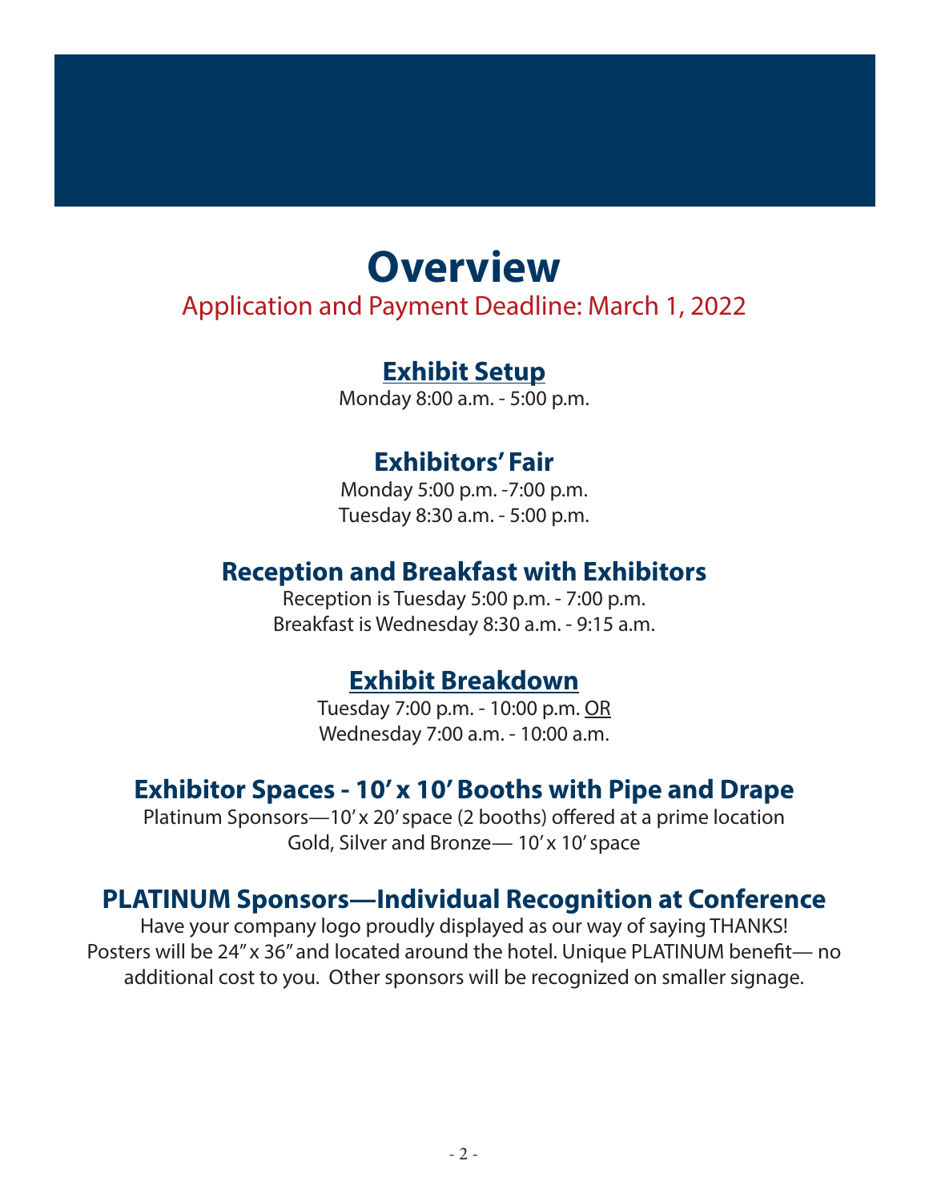# Overview

Application and Payment Deadline: March 1, 2022

## Exhibit Setup

Monday 8:00 a.m. - 5:00 p.m.

## Exhibitors' Fair

Monday 5:00 p.m. -7:00 p.m.
Tuesday 8:30 a.m. - 5:00 p.m.

## Reception and Breakfast with Exhibitors

Reception is Tuesday 5:00 p.m. - 7:00 p.m.
Breakfast is Wednesday 8:30 a.m. - 9:15 a.m.

## Exhibit Breakdown

Tuesday 7:00 p.m. - 10:00 p.m. OR
Wednesday 7:00 a.m. - 10:00 a.m.

## Exhibitor Spaces - 10' x 10' Booths with Pipe and Drape

Platinum Sponsors—10' x 20' space (2 booths) offered at a prime location
Gold, Silver and Bronze— 10' x 10' space

## PLATINUM Sponsors—Individual Recognition at Conference

Have your company logo proudly displayed as our way of saying THANKS! Posters will be 24" x 36" and located around the hotel. Unique PLATINUM benefit— no additional cost to you. Other sponsors will be recognized on smaller signage.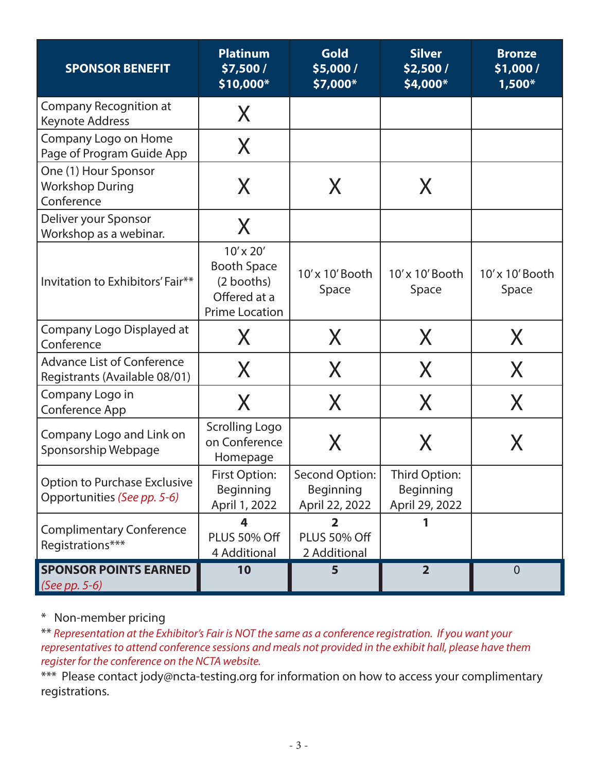| SPONSOR BENEFIT | Platinum $7,500 / $10,000* | Gold $5,000 / $7,000* | Silver $2,500 / $4,000* | Bronze $1,000 / 1,500* |
|---|---|---|---|---|
| Company Recognition at Keynote Address | X | | | |
| Company Logo on Home Page of Program Guide App | X | | | |
| One (1) Hour Sponsor Workshop During Conference | X | X | X | |
| Deliver your Sponsor Workshop as a webinar. | X | | | |
| Invitation to Exhibitors' Fair** | 10' x 20' Booth Space (2 booths) Offered at a Prime Location | 10' x 10' Booth Space | 10' x 10' Booth Space | 10' x 10' Booth Space |
| Company Logo Displayed at Conference | X | X | X | X |
| Advance List of Conference Registrants (Available 08/01) | X | X | X | X |
| Company Logo in Conference App | X | X | X | X |
| Company Logo and Link on Sponsorship Webpage | Scrolling Logo on Conference Homepage | X | X | X |
| Option to Purchase Exclusive Opportunities *(See pp. 5-6)* | First Option: Beginning April 1, 2022 | Second Option: Beginning April 22, 2022 | Third Option: Beginning April 29, 2022 | |
| Complimentary Conference Registrations*** | **4** PLUS 50% Off 4 Additional | **2** PLUS 50% Off 2 Additional | **1** | |
| **SPONSOR POINTS EARNED** *(See pp. 5-6)* | **10** | **5** | **2** | 0 |

\* Non-member pricing

** *Representation at the Exhibitor's Fair is NOT the same as a conference registration. If you want your representatives to attend conference sessions and meals not provided in the exhibit hall, please have them register for the conference on the NCTA website.*

*** Please contact jody@ncta-testing.org for information on how to access your complimentary registrations.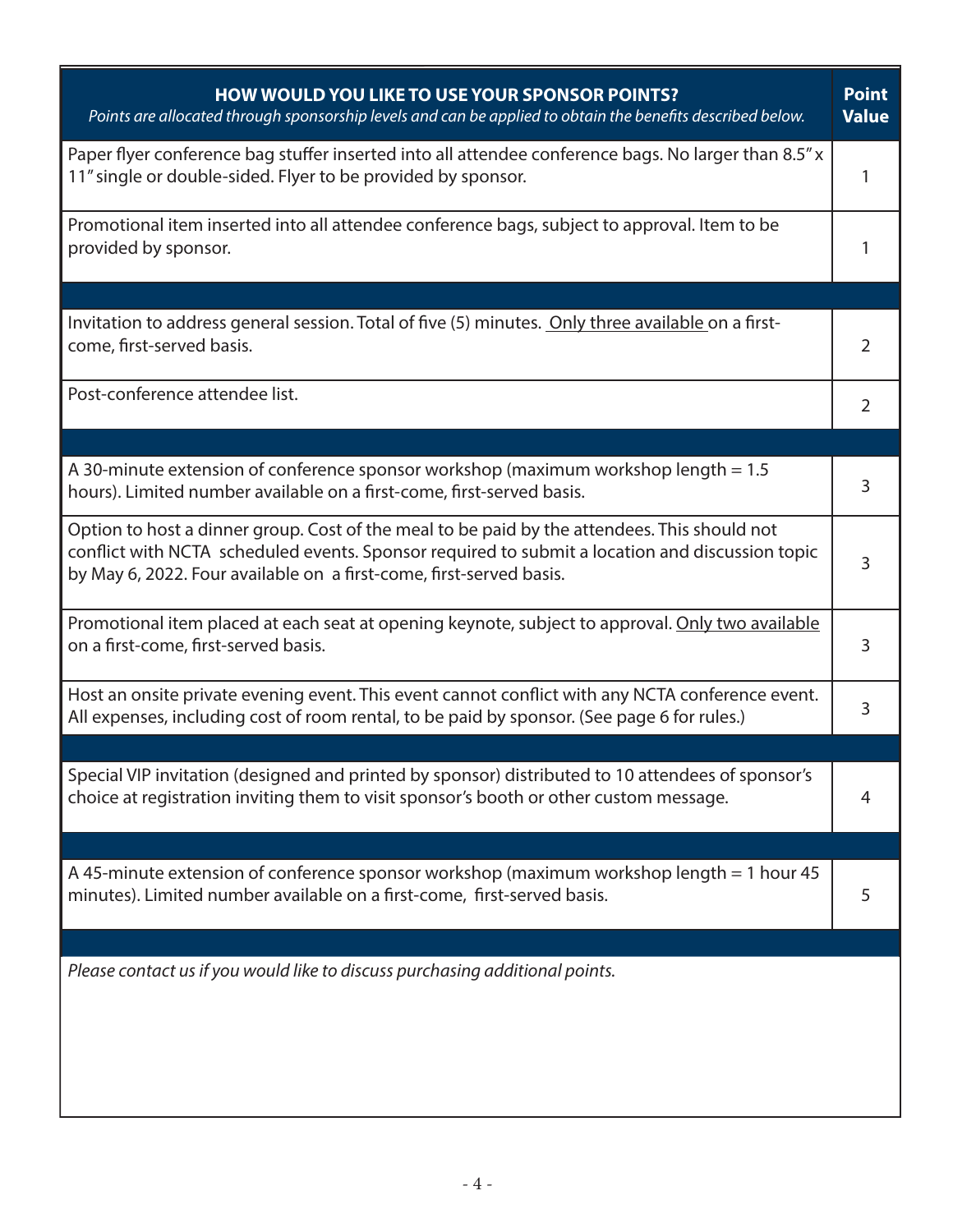| **HOW WOULD YOU LIKE TO USE YOUR SPONSOR POINTS?** *Points are allocated through sponsorship levels and can be applied to obtain the benefits described below.* | **Point Value** |
|---|---|
| Paper flyer conference bag stuffer inserted into all attendee conference bags. No larger than 8.5" x 11" single or double-sided. Flyer to be provided by sponsor. | 1 |
| Promotional item inserted into all attendee conference bags, subject to approval. Item to be provided by sponsor. | 1 |
| | |
| Invitation to address general session. Total of five (5) minutes. Only three available on a first-come, first-served basis. | 2 |
| Post-conference attendee list. | 2 |
| | |
| A 30-minute extension of conference sponsor workshop (maximum workshop length = 1.5 hours). Limited number available on a first-come, first-served basis. | 3 |
| Option to host a dinner group. Cost of the meal to be paid by the attendees. This should not conflict with NCTA scheduled events. Sponsor required to submit a location and discussion topic by May 6, 2022. Four available on a first-come, first-served basis. | 3 |
| Promotional item placed at each seat at opening keynote, subject to approval. Only two available on a first-come, first-served basis. | 3 |
| Host an onsite private evening event. This event cannot conflict with any NCTA conference event. All expenses, including cost of room rental, to be paid by sponsor. (See page 6 for rules.) | 3 |
| | |
| Special VIP invitation (designed and printed by sponsor) distributed to 10 attendees of sponsor's choice at registration inviting them to visit sponsor's booth or other custom message. | 4 |
| | |
| A 45-minute extension of conference sponsor workshop (maximum workshop length = 1 hour 45 minutes). Limited number available on a first-come, first-served basis. | 5 |
| | |
| *Please contact us if you would like to discuss purchasing additional points.* | |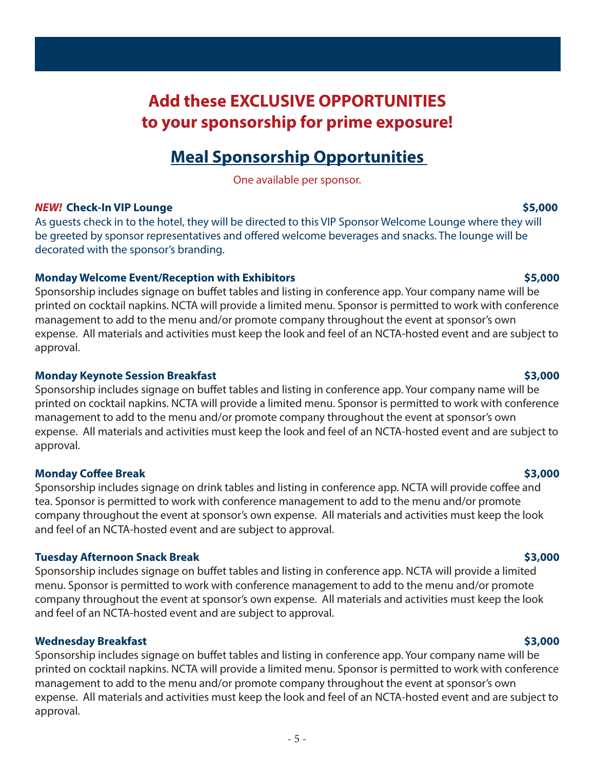## Add these EXCLUSIVE OPPORTUNITIES to your sponsorship for prime exposure!

## Meal Sponsorship Opportunities

One available per sponsor.

***NEW!*** **Check-In VIP Lounge** **$5,000**

As guests check in to the hotel, they will be directed to this VIP Sponsor Welcome Lounge where they will be greeted by sponsor representatives and offered welcome beverages and snacks. The lounge will be decorated with the sponsor's branding.

**Monday Welcome Event/Reception with Exhibitors** **$5,000**

Sponsorship includes signage on buffet tables and listing in conference app. Your company name will be printed on cocktail napkins. NCTA will provide a limited menu. Sponsor is permitted to work with conference management to add to the menu and/or promote company throughout the event at sponsor's own expense. All materials and activities must keep the look and feel of an NCTA-hosted event and are subject to approval.

**Monday Keynote Session Breakfast** **$3,000**

Sponsorship includes signage on buffet tables and listing in conference app. Your company name will be printed on cocktail napkins. NCTA will provide a limited menu. Sponsor is permitted to work with conference management to add to the menu and/or promote company throughout the event at sponsor's own expense. All materials and activities must keep the look and feel of an NCTA-hosted event and are subject to approval.

**Monday Coffee Break** **$3,000**

Sponsorship includes signage on drink tables and listing in conference app. NCTA will provide coffee and tea. Sponsor is permitted to work with conference management to add to the menu and/or promote company throughout the event at sponsor's own expense. All materials and activities must keep the look and feel of an NCTA-hosted event and are subject to approval.

**Tuesday Afternoon Snack Break** **$3,000**

Sponsorship includes signage on buffet tables and listing in conference app. NCTA will provide a limited menu. Sponsor is permitted to work with conference management to add to the menu and/or promote company throughout the event at sponsor's own expense. All materials and activities must keep the look and feel of an NCTA-hosted event and are subject to approval.

**Wednesday Breakfast** **$3,000**

Sponsorship includes signage on buffet tables and listing in conference app. Your company name will be printed on cocktail napkins. NCTA will provide a limited menu. Sponsor is permitted to work with conference management to add to the menu and/or promote company throughout the event at sponsor's own expense. All materials and activities must keep the look and feel of an NCTA-hosted event and are subject to approval.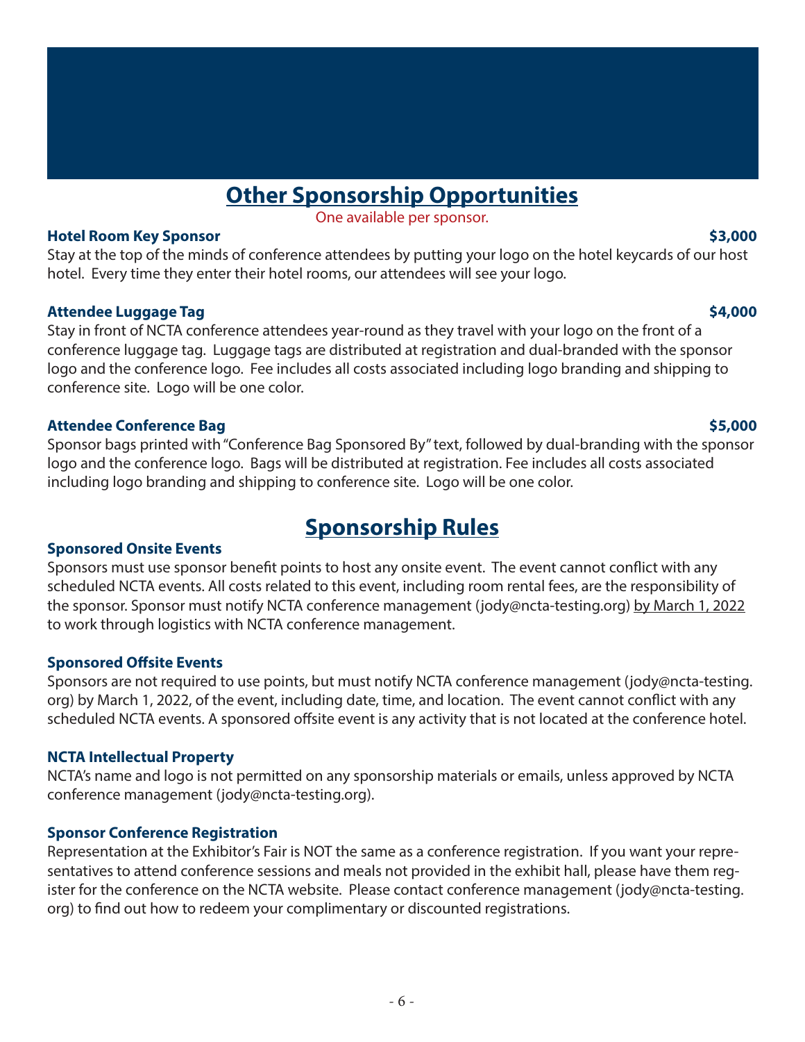## Other Sponsorship Opportunities

One available per sponsor.

**Hotel Room Key Sponsor** **$3,000**

Stay at the top of the minds of conference attendees by putting your logo on the hotel keycards of our host hotel. Every time they enter their hotel rooms, our attendees will see your logo.

**Attendee Luggage Tag** **$4,000**

Stay in front of NCTA conference attendees year-round as they travel with your logo on the front of a conference luggage tag. Luggage tags are distributed at registration and dual-branded with the sponsor logo and the conference logo. Fee includes all costs associated including logo branding and shipping to conference site. Logo will be one color.

**Attendee Conference Bag** **$5,000**

Sponsor bags printed with "Conference Bag Sponsored By" text, followed by dual-branding with the sponsor logo and the conference logo. Bags will be distributed at registration. Fee includes all costs associated including logo branding and shipping to conference site. Logo will be one color.

## Sponsorship Rules

**Sponsored Onsite Events**

Sponsors must use sponsor benefit points to host any onsite event. The event cannot conflict with any scheduled NCTA events. All costs related to this event, including room rental fees, are the responsibility of the sponsor. Sponsor must notify NCTA conference management (jody@ncta-testing.org) by March 1, 2022 to work through logistics with NCTA conference management.

**Sponsored Offsite Events**

Sponsors are not required to use points, but must notify NCTA conference management (jody@ncta-testing.org) by March 1, 2022, of the event, including date, time, and location. The event cannot conflict with any scheduled NCTA events. A sponsored offsite event is any activity that is not located at the conference hotel.

**NCTA Intellectual Property**

NCTA's name and logo is not permitted on any sponsorship materials or emails, unless approved by NCTA conference management (jody@ncta-testing.org).

**Sponsor Conference Registration**

Representation at the Exhibitor's Fair is NOT the same as a conference registration. If you want your representatives to attend conference sessions and meals not provided in the exhibit hall, please have them register for the conference on the NCTA website. Please contact conference management (jody@ncta-testing.org) to find out how to redeem your complimentary or discounted registrations.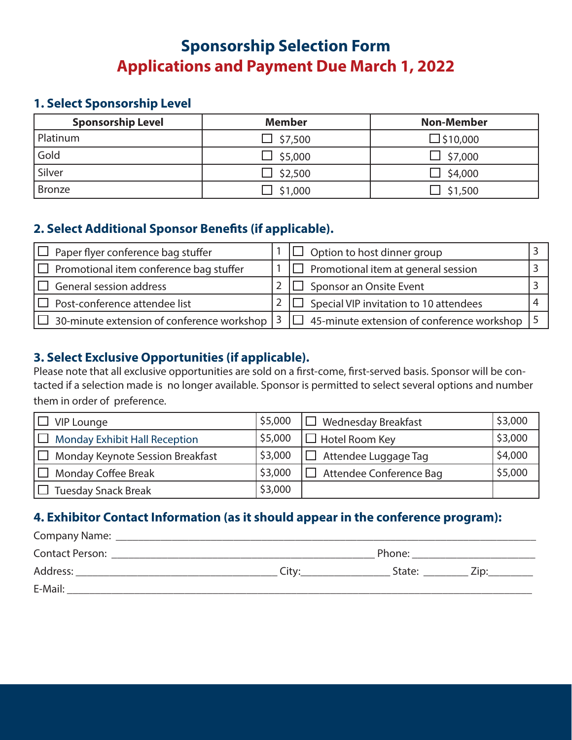# Sponsorship Selection Form

## Applications and Payment Due March 1, 2022

### 1. Select Sponsorship Level

| Sponsorship Level | Member | Non-Member |
|---|---|---|
| Platinum | ☐ $7,500 | ☐ $10,000 |
| Gold | ☐ $5,000 | ☐ $7,000 |
| Silver | ☐ $2,500 | ☐ $4,000 |
| Bronze | ☐ $1,000 | ☐ $1,500 |

### 2. Select Additional Sponsor Benefits (if applicable).

| | | | |
|---|---|---|---|
| ☐ Paper flyer conference bag stuffer | 1 | ☐ Option to host dinner group | 3 |
| ☐ Promotional item conference bag stuffer | 1 | ☐ Promotional item at general session | 3 |
| ☐ General session address | 2 | ☐ Sponsor an Onsite Event | 3 |
| ☐ Post-conference attendee list | 2 | ☐ Special VIP invitation to 10 attendees | 4 |
| ☐ 30-minute extension of conference workshop | 3 | ☐ 45-minute extension of conference workshop | 5 |

### 3. Select Exclusive Opportunities (if applicable).

Please note that all exclusive opportunities are sold on a first-come, first-served basis. Sponsor will be contacted if a selection made is no longer available. Sponsor is permitted to select several options and number them in order of preference.

| | | | |
|---|---|---|---|
| ☐ VIP Lounge | $5,000 | ☐ Wednesday Breakfast | $3,000 |
| ☐ Monday Exhibit Hall Reception | $5,000 | ☐ Hotel Room Key | $3,000 |
| ☐ Monday Keynote Session Breakfast | $3,000 | ☐ Attendee Luggage Tag | $4,000 |
| ☐ Monday Coffee Break | $3,000 | ☐ Attendee Conference Bag | $5,000 |
| ☐ Tuesday Snack Break | $3,000 | | |

### 4. Exhibitor Contact Information (as it should appear in the conference program):

Company Name: ______________________________________________

Contact Person: ______________________________ Phone: ________________

Address: ______________________ City:____________ State: ________ Zip:________

E-Mail: ______________________________________________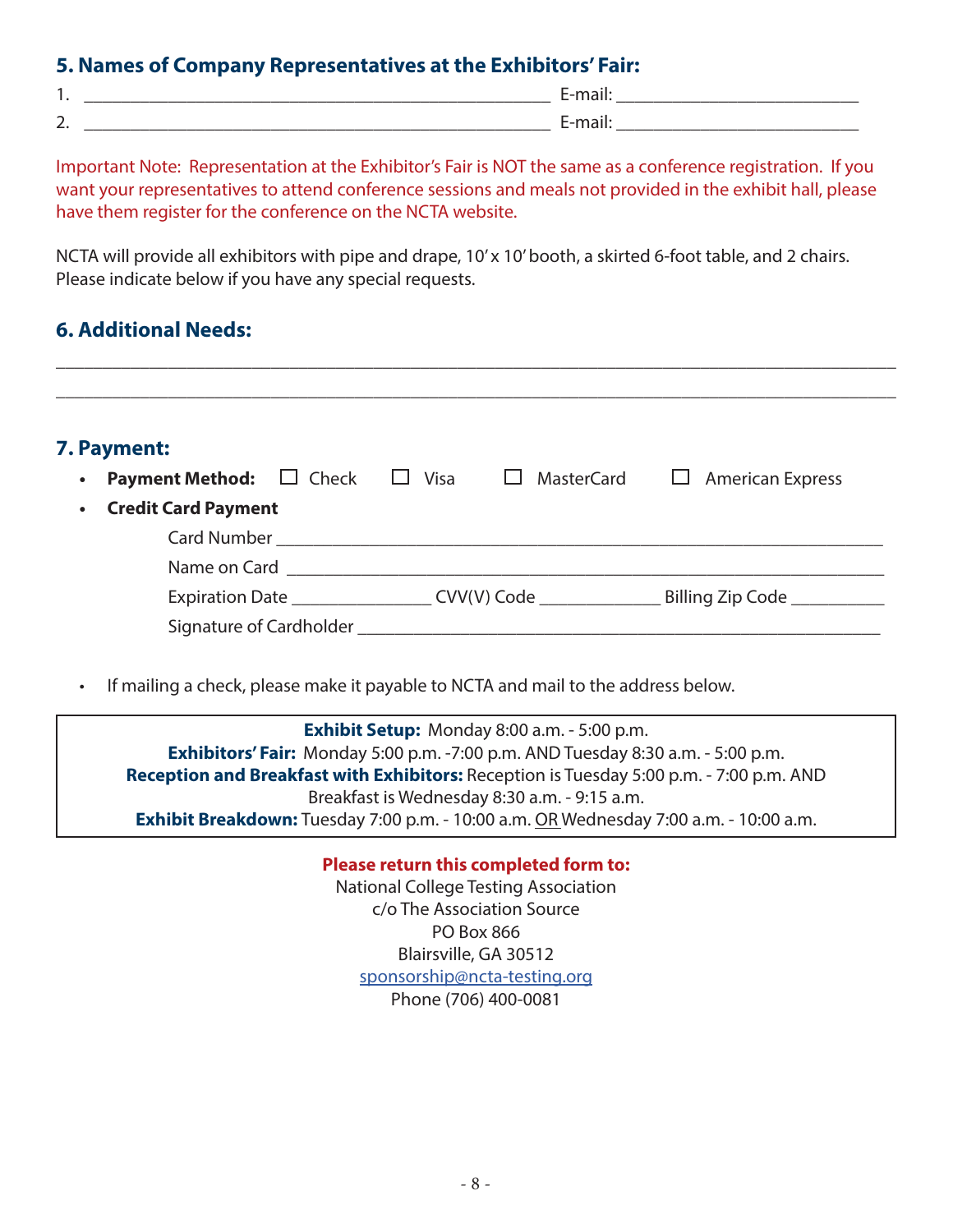## 5. Names of Company Representatives at the Exhibitors' Fair:

1. ________________________________________________ E-mail: ________________________

2. ________________________________________________ E-mail: ________________________

Important Note: Representation at the Exhibitor's Fair is NOT the same as a conference registration. If you want your representatives to attend conference sessions and meals not provided in the exhibit hall, please have them register for the conference on the NCTA website.

NCTA will provide all exhibitors with pipe and drape, 10' x 10' booth, a skirted 6-foot table, and 2 chairs. Please indicate below if you have any special requests.

## 6. Additional Needs:

______________________________________________________________________________

______________________________________________________________________________

## 7. Payment:

- **Payment Method:** ☐ Check ☐ Visa ☐ MasterCard ☐ American Express
- **Credit Card Payment**

  Card Number ____________________________________________________________

  Name on Card ___________________________________________________________

  Expiration Date ______________ CVV(V) Code ____________ Billing Zip Code __________

  Signature of Cardholder _________________________________________________

- If mailing a check, please make it payable to NCTA and mail to the address below.

**Exhibit Setup:** Monday 8:00 a.m. - 5:00 p.m.
**Exhibitors' Fair:** Monday 5:00 p.m. -7:00 p.m. AND Tuesday 8:30 a.m. - 5:00 p.m.
**Reception and Breakfast with Exhibitors:** Reception is Tuesday 5:00 p.m. - 7:00 p.m. AND Breakfast is Wednesday 8:30 a.m. - 9:15 a.m.
**Exhibit Breakdown:** Tuesday 7:00 p.m. - 10:00 a.m. OR Wednesday 7:00 a.m. - 10:00 a.m.

**Please return this completed form to:**
National College Testing Association
c/o The Association Source
PO Box 866
Blairsville, GA 30512
sponsorship@ncta-testing.org
Phone (706) 400-0081